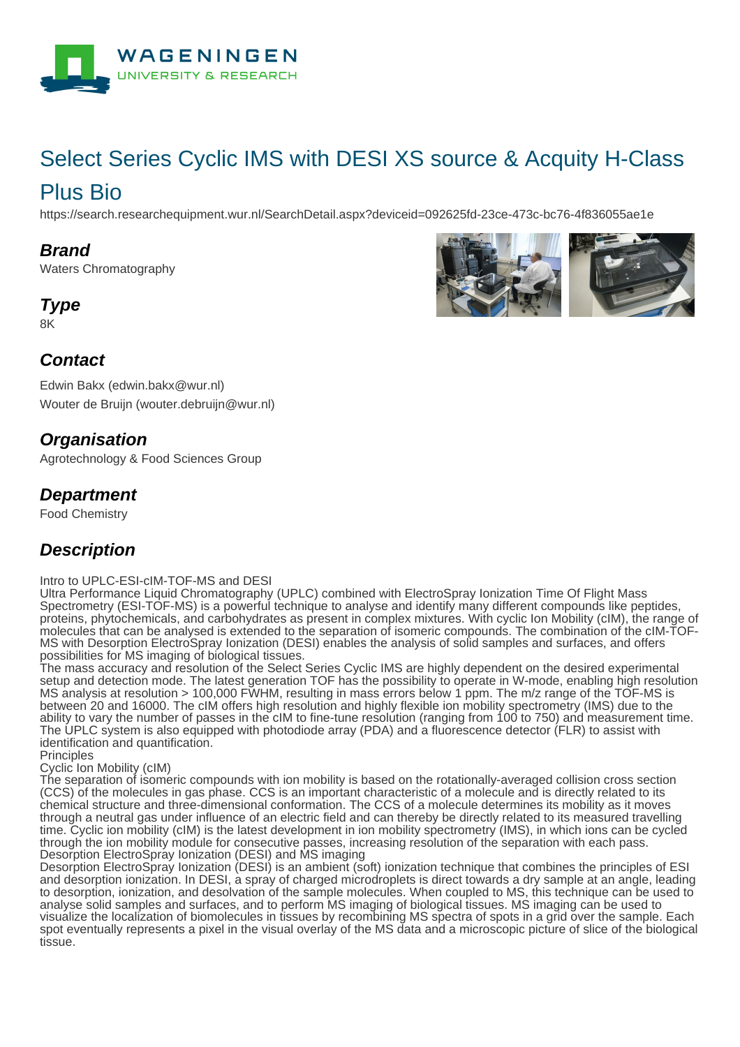# Select Series Cyclic IMS with DESI XS source & Acquity H-Class Plus Bio

https://search.researchequipment.wur.nl/SearchDetail.aspx?deviceid=092625fd-23ce-473c-bc76-4f836055ae1e

## Brand

Waters Chromatography

## Type

8K

## Contact

Edwin Bakx (edwin.bakx@wur.nl)

Wouter de Bruijn (wouter.debruijn@wur.nl)

## Organisation

Agrotechnology & Food Sciences Group

## Department

Food Chemistry

## Description

Intro to UPLC-ESI-cIM-TOF-MS and DESI
Ultra Performance Liquid Chromatography (UPLC) combined with ElectroSpray Ionization Time Of Flight Mass Spectrometry (ESI-TOF-MS) is a powerful technique to analyse and identify many different compounds like peptides, proteins, phytochemicals, and carbohydrates as present in complex mixtures. With cyclic Ion Mobility (cIM), the range of molecules that can be analysed is extended to the separation of isomeric compounds. The combination of the cIM-TOF-MS with Desorption ElectroSpray Ionization (DESI) enables the analysis of solid samples and surfaces, and offers possibilities for MS imaging of biological tissues.
The mass accuracy and resolution of the Select Series Cyclic IMS are highly dependent on the desired experimental setup and detection mode. The latest generation TOF has the possibility to operate in W-mode, enabling high resolution MS analysis at resolution > 100,000 FWHM, resulting in mass errors below 1 ppm. The m/z range of the TOF-MS is between 20 and 16000. The cIM offers high resolution and highly flexible ion mobility spectrometry (IMS) due to the ability to vary the number of passes in the cIM to fine-tune resolution (ranging from 100 to 750) and measurement time. The UPLC system is also equipped with photodiode array (PDA) and a fluorescence detector (FLR) to assist with identification and quantification.
Principles
Cyclic Ion Mobility (cIM)
The separation of isomeric compounds with ion mobility is based on the rotationally-averaged collision cross section (CCS) of the molecules in gas phase. CCS is an important characteristic of a molecule and is directly related to its chemical structure and three-dimensional conformation. The CCS of a molecule determines its mobility as it moves through a neutral gas under influence of an electric field and can thereby be directly related to its measured travelling time. Cyclic ion mobility (cIM) is the latest development in ion mobility spectrometry (IMS), in which ions can be cycled through the ion mobility module for consecutive passes, increasing resolution of the separation with each pass.
Desorption ElectroSpray Ionization (DESI) and MS imaging
Desorption ElectroSpray Ionization (DESI) is an ambient (soft) ionization technique that combines the principles of ESI and desorption ionization. In DESI, a spray of charged microdroplets is direct towards a dry sample at an angle, leading to desorption, ionization, and desolvation of the sample molecules. When coupled to MS, this technique can be used to analyse solid samples and surfaces, and to perform MS imaging of biological tissues. MS imaging can be used to visualize the localization of biomolecules in tissues by recombining MS spectra of spots in a grid over the sample. Each spot eventually represents a pixel in the visual overlay of the MS data and a microscopic picture of slice of the biological tissue.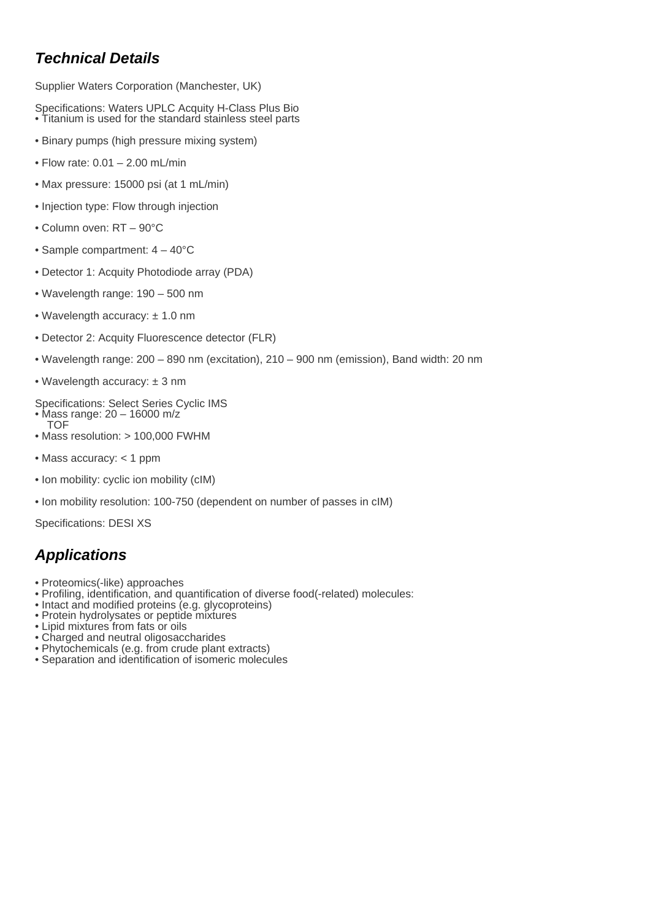## *Technical Details*

Supplier Waters Corporation (Manchester, UK)

Specifications: Waters UPLC Acquity H-Class Plus Bio

- Titanium is used for the standard stainless steel parts
- Binary pumps (high pressure mixing system)
- Flow rate: 0.01 – 2.00 mL/min
- Max pressure: 15000 psi (at 1 mL/min)
- Injection type: Flow through injection
- Column oven: RT – 90°C
- Sample compartment: 4 – 40°C
- Detector 1: Acquity Photodiode array (PDA)
- Wavelength range: 190 – 500 nm
- Wavelength accuracy: ± 1.0 nm
- Detector 2: Acquity Fluorescence detector (FLR)
- Wavelength range: 200 – 890 nm (excitation), 210 – 900 nm (emission), Band width: 20 nm
- Wavelength accuracy: ± 3 nm

Specifications: Select Series Cyclic IMS

- Mass range: 20 – 16000 m/z
  TOF
- Mass resolution: > 100,000 FWHM
- Mass accuracy: < 1 ppm
- Ion mobility: cyclic ion mobility (cIM)
- Ion mobility resolution: 100-750 (dependent on number of passes in cIM)

Specifications: DESI XS

## *Applications*

- Proteomics(-like) approaches
- Profiling, identification, and quantification of diverse food(-related) molecules:
- Intact and modified proteins (e.g. glycoproteins)
- Protein hydrolysates or peptide mixtures
- Lipid mixtures from fats or oils
- Charged and neutral oligosaccharides
- Phytochemicals (e.g. from crude plant extracts)
- Separation and identification of isomeric molecules